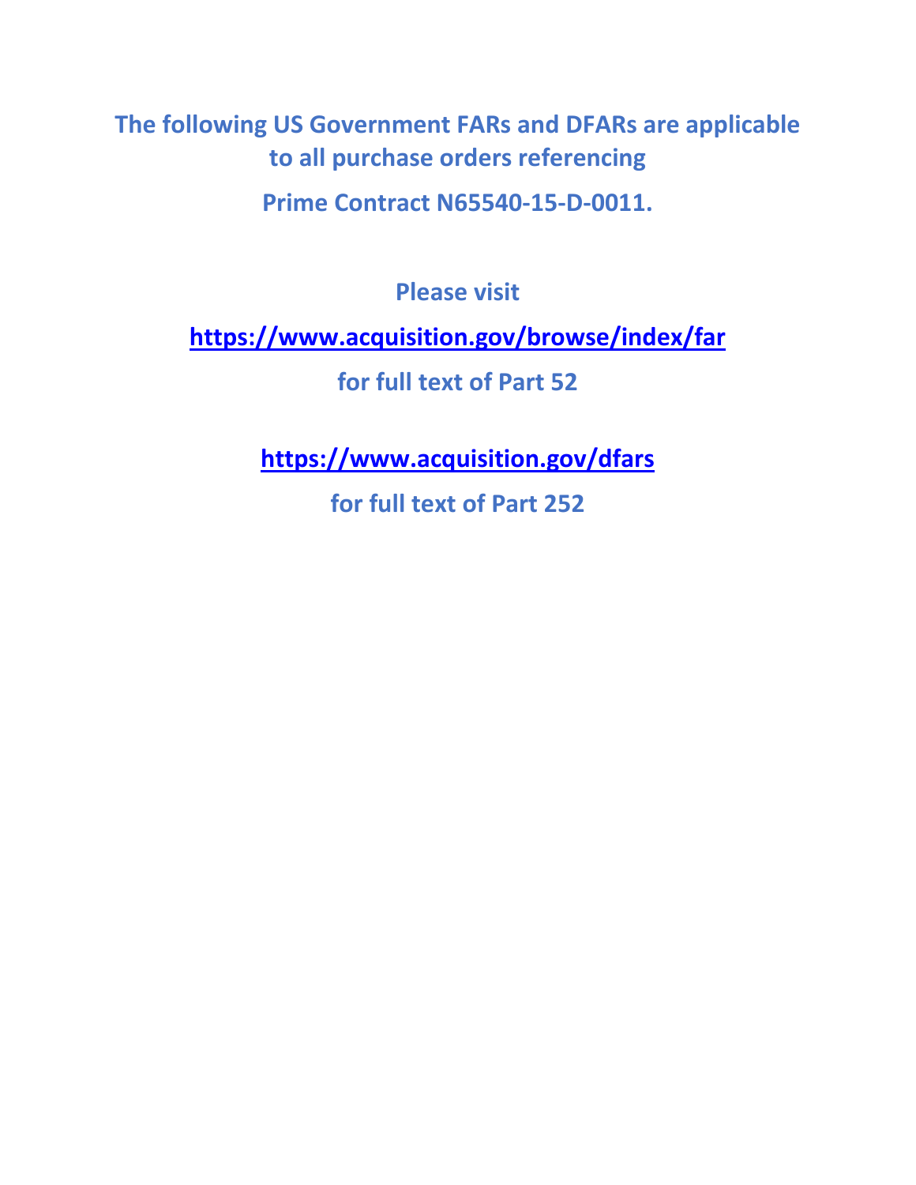**The following US Government FARs and DFARs are applicable to all purchase orders referencing**

**Prime Contract N65540-15-D-0011.**

**Please visit**

**https://www.acquisition.gov/browse/index/far**

**for full text of Part 52**

**https://www.acquisition.gov/dfars**

**for full text of Part 252**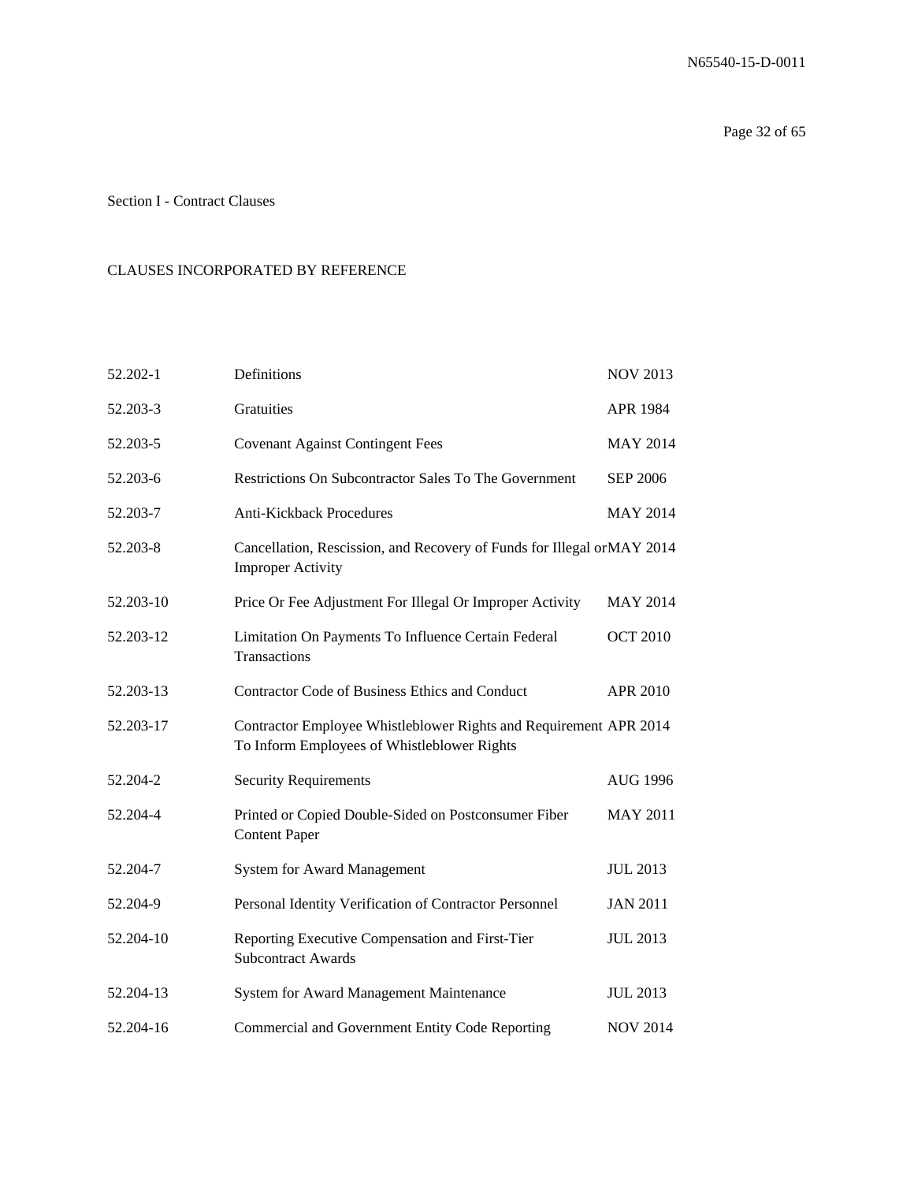Section I - Contract Clauses

CLAUSES INCORPORATED BY REFERENCE

| | | |
|---|---|---|
| 52.202-1 | Definitions | NOV 2013 |
| 52.203-3 | Gratuities | APR 1984 |
| 52.203-5 | Covenant Against Contingent Fees | MAY 2014 |
| 52.203-6 | Restrictions On Subcontractor Sales To The Government | SEP 2006 |
| 52.203-7 | Anti-Kickback Procedures | MAY 2014 |
| 52.203-8 | Cancellation, Rescission, and Recovery of Funds for Illegal or Improper Activity | MAY 2014 |
| 52.203-10 | Price Or Fee Adjustment For Illegal Or Improper Activity | MAY 2014 |
| 52.203-12 | Limitation On Payments To Influence Certain Federal Transactions | OCT 2010 |
| 52.203-13 | Contractor Code of Business Ethics and Conduct | APR 2010 |
| 52.203-17 | Contractor Employee Whistleblower Rights and Requirement To Inform Employees of Whistleblower Rights | APR 2014 |
| 52.204-2 | Security Requirements | AUG 1996 |
| 52.204-4 | Printed or Copied Double-Sided on Postconsumer Fiber Content Paper | MAY 2011 |
| 52.204-7 | System for Award Management | JUL 2013 |
| 52.204-9 | Personal Identity Verification of Contractor Personnel | JAN 2011 |
| 52.204-10 | Reporting Executive Compensation and First-Tier Subcontract Awards | JUL 2013 |
| 52.204-13 | System for Award Management Maintenance | JUL 2013 |
| 52.204-16 | Commercial and Government Entity Code Reporting | NOV 2014 |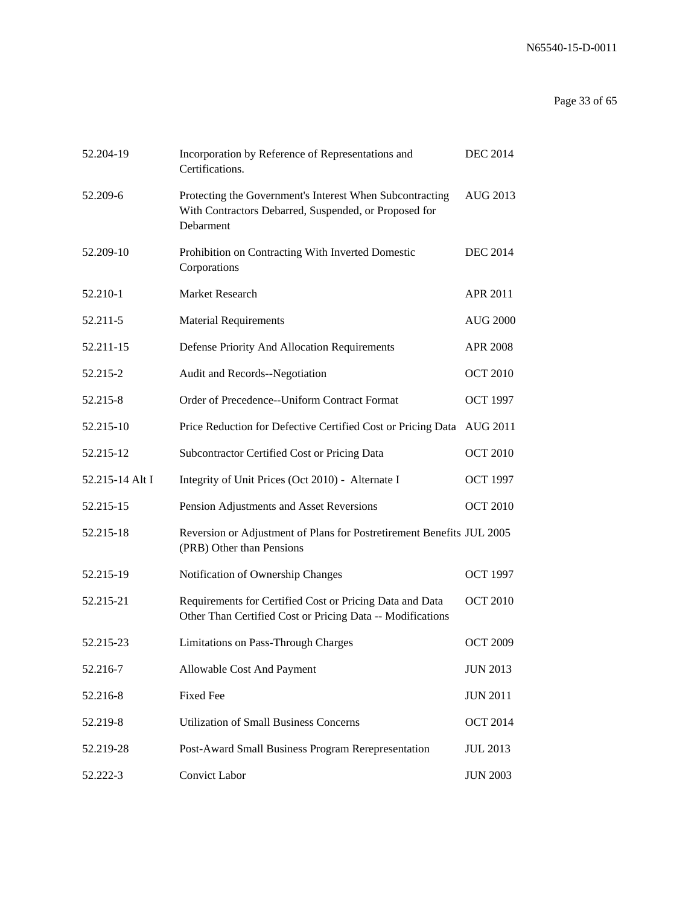| | | |
|---|---|---|
| 52.204-19 | Incorporation by Reference of Representations and Certifications. | DEC 2014 |
| 52.209-6 | Protecting the Government's Interest When Subcontracting With Contractors Debarred, Suspended, or Proposed for Debarment | AUG 2013 |
| 52.209-10 | Prohibition on Contracting With Inverted Domestic Corporations | DEC 2014 |
| 52.210-1 | Market Research | APR 2011 |
| 52.211-5 | Material Requirements | AUG 2000 |
| 52.211-15 | Defense Priority And Allocation Requirements | APR 2008 |
| 52.215-2 | Audit and Records--Negotiation | OCT 2010 |
| 52.215-8 | Order of Precedence--Uniform Contract Format | OCT 1997 |
| 52.215-10 | Price Reduction for Defective Certified Cost or Pricing Data | AUG 2011 |
| 52.215-12 | Subcontractor Certified Cost or Pricing Data | OCT 2010 |
| 52.215-14 Alt I | Integrity of Unit Prices (Oct 2010) - Alternate I | OCT 1997 |
| 52.215-15 | Pension Adjustments and Asset Reversions | OCT 2010 |
| 52.215-18 | Reversion or Adjustment of Plans for Postretirement Benefits (PRB) Other than Pensions | JUL 2005 |
| 52.215-19 | Notification of Ownership Changes | OCT 1997 |
| 52.215-21 | Requirements for Certified Cost or Pricing Data and Data Other Than Certified Cost or Pricing Data -- Modifications | OCT 2010 |
| 52.215-23 | Limitations on Pass-Through Charges | OCT 2009 |
| 52.216-7 | Allowable Cost And Payment | JUN 2013 |
| 52.216-8 | Fixed Fee | JUN 2011 |
| 52.219-8 | Utilization of Small Business Concerns | OCT 2014 |
| 52.219-28 | Post-Award Small Business Program Rerepresentation | JUL 2013 |
| 52.222-3 | Convict Labor | JUN 2003 |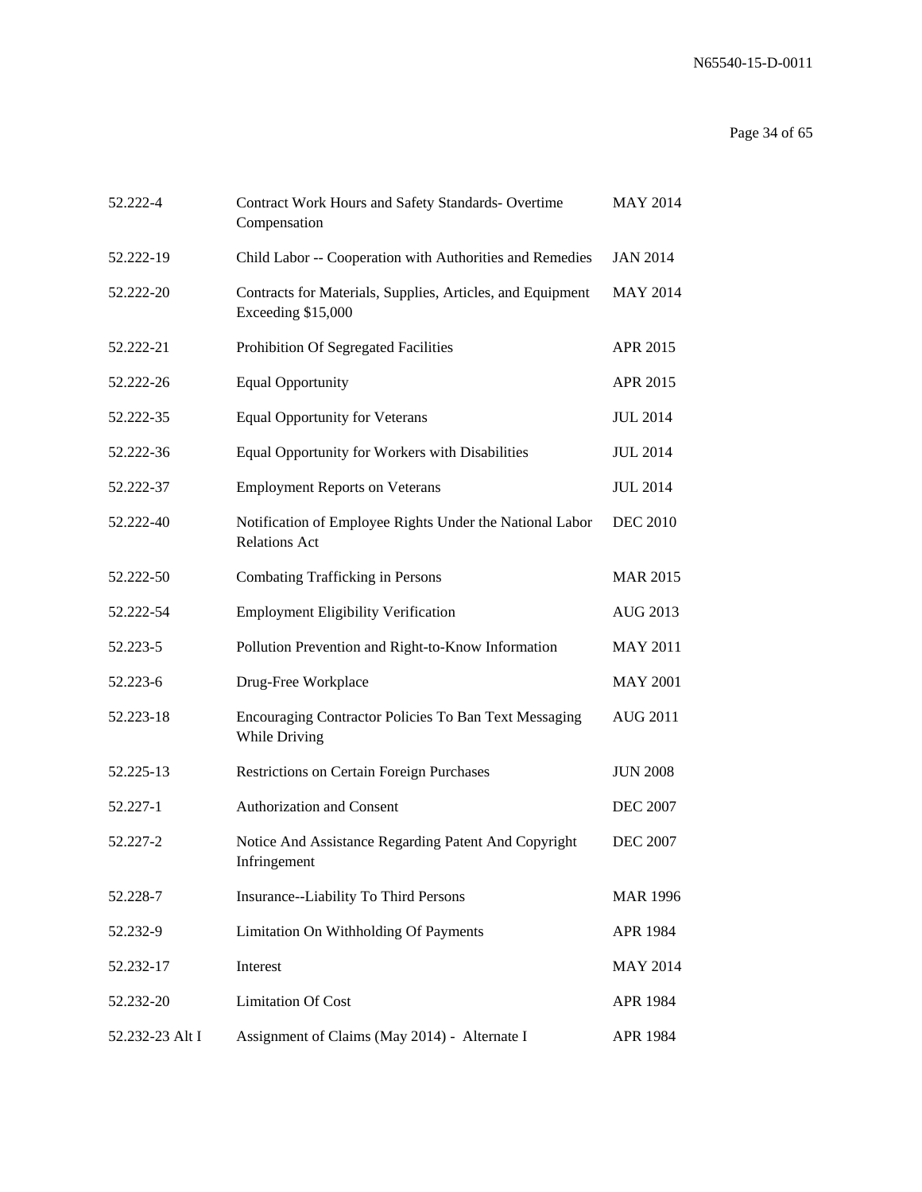| | | |
|---|---|---|
| 52.222-4 | Contract Work Hours and Safety Standards- Overtime Compensation | MAY 2014 |
| 52.222-19 | Child Labor -- Cooperation with Authorities and Remedies | JAN 2014 |
| 52.222-20 | Contracts for Materials, Supplies, Articles, and Equipment Exceeding $15,000 | MAY 2014 |
| 52.222-21 | Prohibition Of Segregated Facilities | APR 2015 |
| 52.222-26 | Equal Opportunity | APR 2015 |
| 52.222-35 | Equal Opportunity for Veterans | JUL 2014 |
| 52.222-36 | Equal Opportunity for Workers with Disabilities | JUL 2014 |
| 52.222-37 | Employment Reports on Veterans | JUL 2014 |
| 52.222-40 | Notification of Employee Rights Under the National Labor Relations Act | DEC 2010 |
| 52.222-50 | Combating Trafficking in Persons | MAR 2015 |
| 52.222-54 | Employment Eligibility Verification | AUG 2013 |
| 52.223-5 | Pollution Prevention and Right-to-Know Information | MAY 2011 |
| 52.223-6 | Drug-Free Workplace | MAY 2001 |
| 52.223-18 | Encouraging Contractor Policies To Ban Text Messaging While Driving | AUG 2011 |
| 52.225-13 | Restrictions on Certain Foreign Purchases | JUN 2008 |
| 52.227-1 | Authorization and Consent | DEC 2007 |
| 52.227-2 | Notice And Assistance Regarding Patent And Copyright Infringement | DEC 2007 |
| 52.228-7 | Insurance--Liability To Third Persons | MAR 1996 |
| 52.232-9 | Limitation On Withholding Of Payments | APR 1984 |
| 52.232-17 | Interest | MAY 2014 |
| 52.232-20 | Limitation Of Cost | APR 1984 |
| 52.232-23 Alt I | Assignment of Claims (May 2014) - Alternate I | APR 1984 |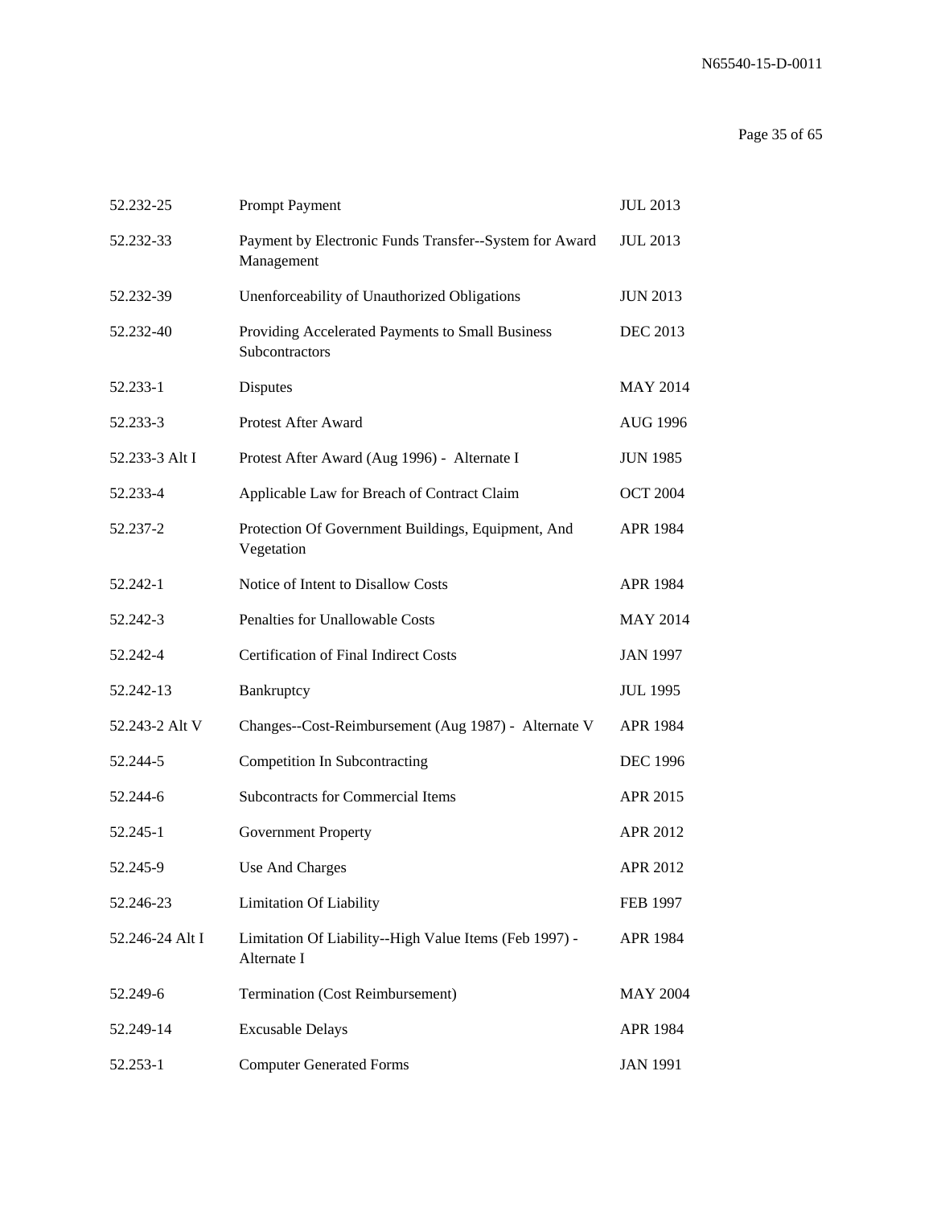| | | |
|---|---|---|
| 52.232-25 | Prompt Payment | JUL 2013 |
| 52.232-33 | Payment by Electronic Funds Transfer--System for Award Management | JUL 2013 |
| 52.232-39 | Unenforceability of Unauthorized Obligations | JUN 2013 |
| 52.232-40 | Providing Accelerated Payments to Small Business Subcontractors | DEC 2013 |
| 52.233-1 | Disputes | MAY 2014 |
| 52.233-3 | Protest After Award | AUG 1996 |
| 52.233-3 Alt I | Protest After Award (Aug 1996) - Alternate I | JUN 1985 |
| 52.233-4 | Applicable Law for Breach of Contract Claim | OCT 2004 |
| 52.237-2 | Protection Of Government Buildings, Equipment, And Vegetation | APR 1984 |
| 52.242-1 | Notice of Intent to Disallow Costs | APR 1984 |
| 52.242-3 | Penalties for Unallowable Costs | MAY 2014 |
| 52.242-4 | Certification of Final Indirect Costs | JAN 1997 |
| 52.242-13 | Bankruptcy | JUL 1995 |
| 52.243-2 Alt V | Changes--Cost-Reimbursement (Aug 1987) - Alternate V | APR 1984 |
| 52.244-5 | Competition In Subcontracting | DEC 1996 |
| 52.244-6 | Subcontracts for Commercial Items | APR 2015 |
| 52.245-1 | Government Property | APR 2012 |
| 52.245-9 | Use And Charges | APR 2012 |
| 52.246-23 | Limitation Of Liability | FEB 1997 |
| 52.246-24 Alt I | Limitation Of Liability--High Value Items (Feb 1997) - Alternate I | APR 1984 |
| 52.249-6 | Termination (Cost Reimbursement) | MAY 2004 |
| 52.249-14 | Excusable Delays | APR 1984 |
| 52.253-1 | Computer Generated Forms | JAN 1991 |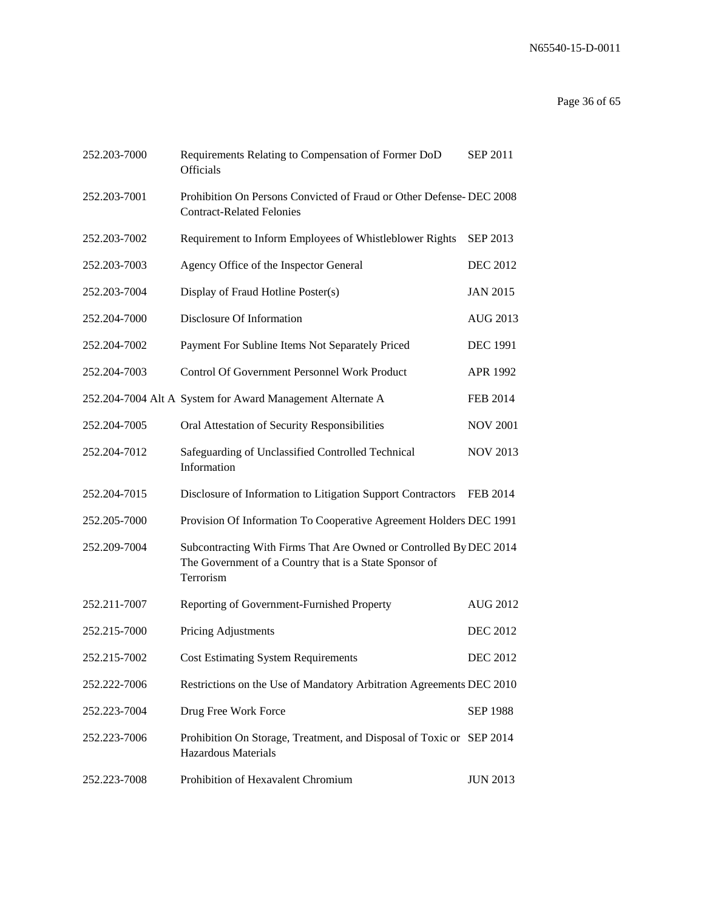| | | |
|---|---|---|
| 252.203-7000 | Requirements Relating to Compensation of Former DoD Officials | SEP 2011 |
| 252.203-7001 | Prohibition On Persons Convicted of Fraud or Other Defense-Contract-Related Felonies | DEC 2008 |
| 252.203-7002 | Requirement to Inform Employees of Whistleblower Rights | SEP 2013 |
| 252.203-7003 | Agency Office of the Inspector General | DEC 2012 |
| 252.203-7004 | Display of Fraud Hotline Poster(s) | JAN 2015 |
| 252.204-7000 | Disclosure Of Information | AUG 2013 |
| 252.204-7002 | Payment For Subline Items Not Separately Priced | DEC 1991 |
| 252.204-7003 | Control Of Government Personnel Work Product | APR 1992 |
| 252.204-7004 Alt A | System for Award Management Alternate A | FEB 2014 |
| 252.204-7005 | Oral Attestation of Security Responsibilities | NOV 2001 |
| 252.204-7012 | Safeguarding of Unclassified Controlled Technical Information | NOV 2013 |
| 252.204-7015 | Disclosure of Information to Litigation Support Contractors | FEB 2014 |
| 252.205-7000 | Provision Of Information To Cooperative Agreement Holders | DEC 1991 |
| 252.209-7004 | Subcontracting With Firms That Are Owned or Controlled By The Government of a Country that is a State Sponsor of Terrorism | DEC 2014 |
| 252.211-7007 | Reporting of Government-Furnished Property | AUG 2012 |
| 252.215-7000 | Pricing Adjustments | DEC 2012 |
| 252.215-7002 | Cost Estimating System Requirements | DEC 2012 |
| 252.222-7006 | Restrictions on the Use of Mandatory Arbitration Agreements | DEC 2010 |
| 252.223-7004 | Drug Free Work Force | SEP 1988 |
| 252.223-7006 | Prohibition On Storage, Treatment, and Disposal of Toxic or Hazardous Materials | SEP 2014 |
| 252.223-7008 | Prohibition of Hexavalent Chromium | JUN 2013 |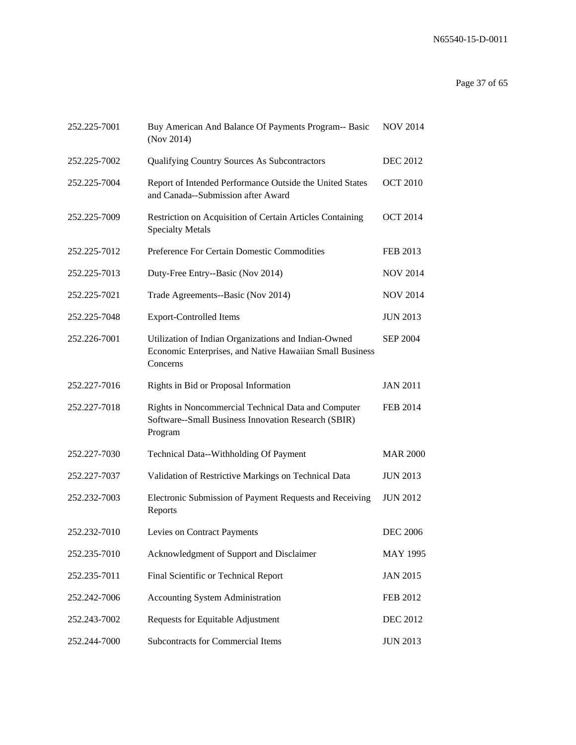| | | |
|---|---|---|
| 252.225-7001 | Buy American And Balance Of Payments Program-- Basic (Nov 2014) | NOV 2014 |
| 252.225-7002 | Qualifying Country Sources As Subcontractors | DEC 2012 |
| 252.225-7004 | Report of Intended Performance Outside the United States and Canada--Submission after Award | OCT 2010 |
| 252.225-7009 | Restriction on Acquisition of Certain Articles Containing Specialty Metals | OCT 2014 |
| 252.225-7012 | Preference For Certain Domestic Commodities | FEB 2013 |
| 252.225-7013 | Duty-Free Entry--Basic (Nov 2014) | NOV 2014 |
| 252.225-7021 | Trade Agreements--Basic (Nov 2014) | NOV 2014 |
| 252.225-7048 | Export-Controlled Items | JUN 2013 |
| 252.226-7001 | Utilization of Indian Organizations and Indian-Owned Economic Enterprises, and Native Hawaiian Small Business Concerns | SEP 2004 |
| 252.227-7016 | Rights in Bid or Proposal Information | JAN 2011 |
| 252.227-7018 | Rights in Noncommercial Technical Data and Computer Software--Small Business Innovation Research (SBIR) Program | FEB 2014 |
| 252.227-7030 | Technical Data--Withholding Of Payment | MAR 2000 |
| 252.227-7037 | Validation of Restrictive Markings on Technical Data | JUN 2013 |
| 252.232-7003 | Electronic Submission of Payment Requests and Receiving Reports | JUN 2012 |
| 252.232-7010 | Levies on Contract Payments | DEC 2006 |
| 252.235-7010 | Acknowledgment of Support and Disclaimer | MAY 1995 |
| 252.235-7011 | Final Scientific or Technical Report | JAN 2015 |
| 252.242-7006 | Accounting System Administration | FEB 2012 |
| 252.243-7002 | Requests for Equitable Adjustment | DEC 2012 |
| 252.244-7000 | Subcontracts for Commercial Items | JUN 2013 |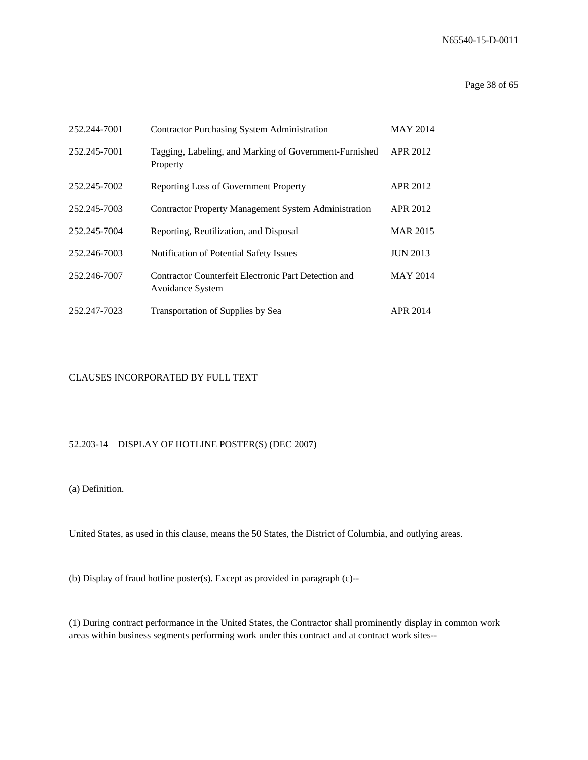| | | |
|---|---|---|
| 252.244-7001 | Contractor Purchasing System Administration | MAY 2014 |
| 252.245-7001 | Tagging, Labeling, and Marking of Government-Furnished Property | APR 2012 |
| 252.245-7002 | Reporting Loss of Government Property | APR 2012 |
| 252.245-7003 | Contractor Property Management System Administration | APR 2012 |
| 252.245-7004 | Reporting, Reutilization, and Disposal | MAR 2015 |
| 252.246-7003 | Notification of Potential Safety Issues | JUN 2013 |
| 252.246-7007 | Contractor Counterfeit Electronic Part Detection and Avoidance System | MAY 2014 |
| 252.247-7023 | Transportation of Supplies by Sea | APR 2014 |

CLAUSES INCORPORATED BY FULL TEXT

52.203-14 DISPLAY OF HOTLINE POSTER(S) (DEC 2007)

(a) Definition.

United States, as used in this clause, means the 50 States, the District of Columbia, and outlying areas.

(b) Display of fraud hotline poster(s). Except as provided in paragraph (c)--

(1) During contract performance in the United States, the Contractor shall prominently display in common work areas within business segments performing work under this contract and at contract work sites--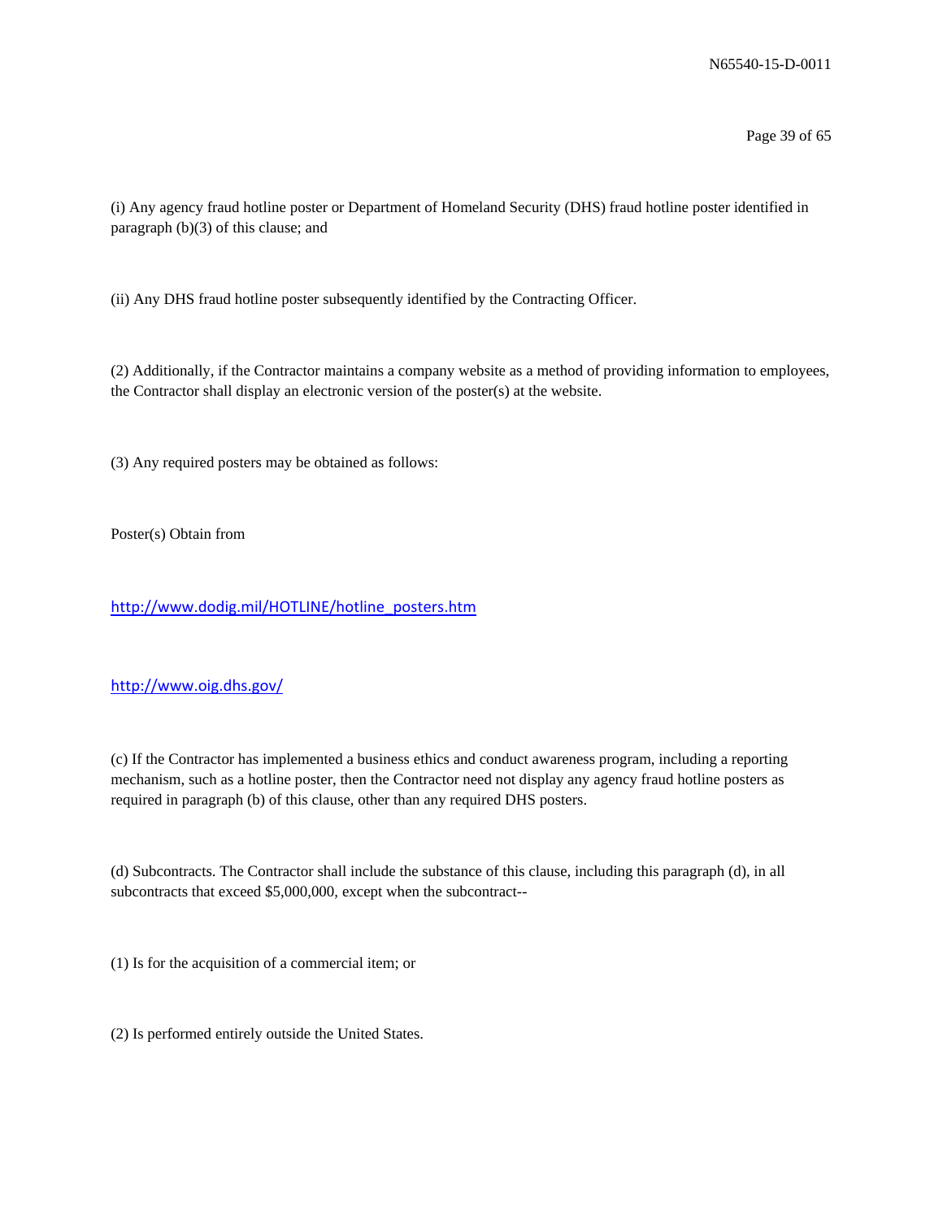(i) Any agency fraud hotline poster or Department of Homeland Security (DHS) fraud hotline poster identified in paragraph (b)(3) of this clause; and

(ii) Any DHS fraud hotline poster subsequently identified by the Contracting Officer.

(2) Additionally, if the Contractor maintains a company website as a method of providing information to employees, the Contractor shall display an electronic version of the poster(s) at the website.

(3) Any required posters may be obtained as follows:

Poster(s) Obtain from

http://www.dodig.mil/HOTLINE/hotline_posters.htm

http://www.oig.dhs.gov/

(c) If the Contractor has implemented a business ethics and conduct awareness program, including a reporting mechanism, such as a hotline poster, then the Contractor need not display any agency fraud hotline posters as required in paragraph (b) of this clause, other than any required DHS posters.

(d) Subcontracts. The Contractor shall include the substance of this clause, including this paragraph (d), in all subcontracts that exceed $5,000,000, except when the subcontract--

(1) Is for the acquisition of a commercial item; or

(2) Is performed entirely outside the United States.